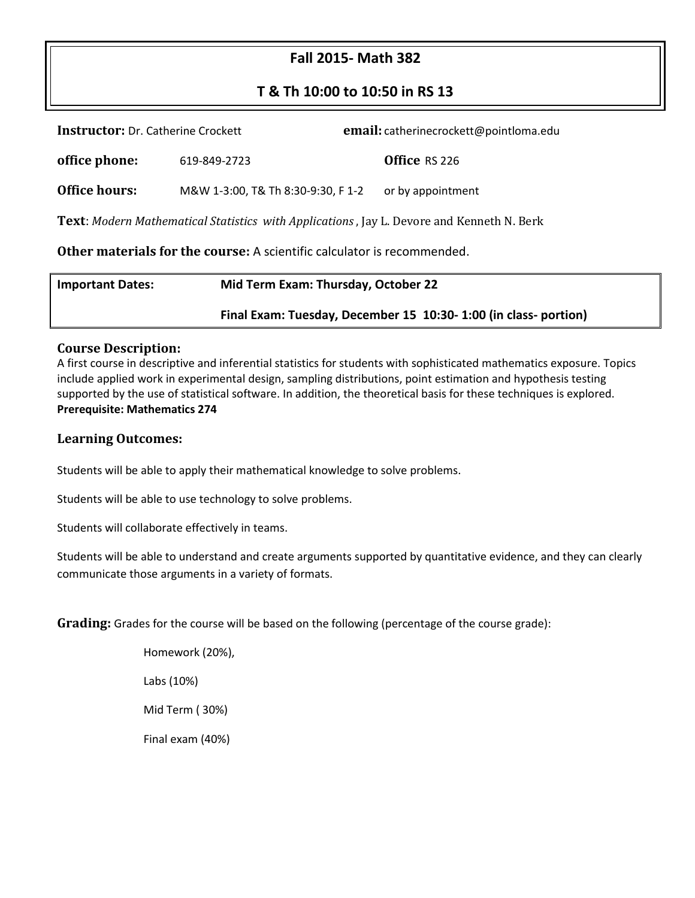# Fall 2015- Math 382

## T & Th 10:00 to 10:50 in RS 13

**Instructor:** Dr. Catherine Crockett **email:** catherinecrockett@pointloma.edu

**office phone:** 619-849-2723 **Office** RS 226

**Office hours:** M&W 1-3:00, T& Th 8:30-9:30, F 1-2 or by appointment

**Text**: *Modern Mathematical Statistics with Applications*, Jay L. Devore and Kenneth N. Berk

**Other materials for the course:** A scientific calculator is recommended.

| **Important Dates:** | **Mid Term Exam: Thursday, October 22** |
|---|---|
| | **Final Exam: Tuesday, December 15 10:30- 1:00 (in class- portion)** |

### Course Description:

A first course in descriptive and inferential statistics for students with sophisticated mathematics exposure. Topics include applied work in experimental design, sampling distributions, point estimation and hypothesis testing supported by the use of statistical software. In addition, the theoretical basis for these techniques is explored.
**Prerequisite: Mathematics 274**

### Learning Outcomes:

Students will be able to apply their mathematical knowledge to solve problems.

Students will be able to use technology to solve problems.

Students will collaborate effectively in teams.

Students will be able to understand and create arguments supported by quantitative evidence, and they can clearly communicate those arguments in a variety of formats.

**Grading:** Grades for the course will be based on the following (percentage of the course grade):

Homework (20%),

Labs (10%)

Mid Term ( 30%)

Final exam (40%)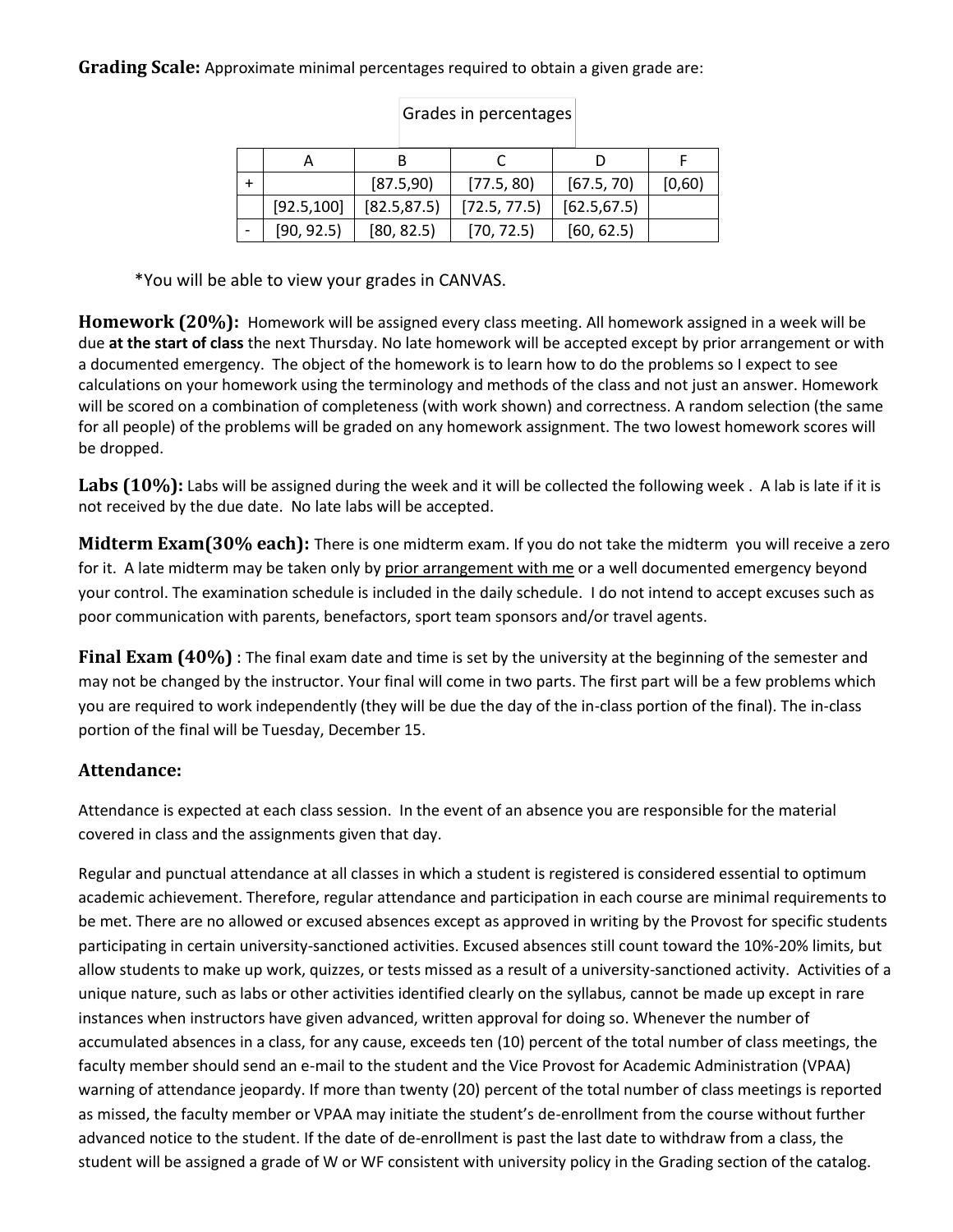**Grading Scale:** Approximate minimal percentages required to obtain a given grade are:

Grades in percentages

| | A | B | C | D | F |
|---|---|---|---|---|---|
| + | | [87.5,90) | [77.5, 80) | [67.5, 70) | [0,60) |
| | [92.5,100] | [82.5,87.5) | [72.5, 77.5) | [62.5,67.5) | |
| - | [90, 92.5) | [80, 82.5) | [70, 72.5) | [60, 62.5) | |

*You will be able to view your grades in CANVAS.

**Homework (20%):** Homework will be assigned every class meeting. All homework assigned in a week will be due **at the start of class** the next Thursday. No late homework will be accepted except by prior arrangement or with a documented emergency. The object of the homework is to learn how to do the problems so I expect to see calculations on your homework using the terminology and methods of the class and not just an answer. Homework will be scored on a combination of completeness (with work shown) and correctness. A random selection (the same for all people) of the problems will be graded on any homework assignment. The two lowest homework scores will be dropped.

**Labs (10%):** Labs will be assigned during the week and it will be collected the following week . A lab is late if it is not received by the due date. No late labs will be accepted.

**Midterm Exam(30% each):** There is one midterm exam. If you do not take the midterm you will receive a zero for it. A late midterm may be taken only by <u>prior arrangement with me</u> or a well documented emergency beyond your control. The examination schedule is included in the daily schedule. I do not intend to accept excuses such as poor communication with parents, benefactors, sport team sponsors and/or travel agents.

**Final Exam (40%)** : The final exam date and time is set by the university at the beginning of the semester and may not be changed by the instructor. Your final will come in two parts. The first part will be a few problems which you are required to work independently (they will be due the day of the in-class portion of the final). The in-class portion of the final will be Tuesday, December 15.

### Attendance:

Attendance is expected at each class session. In the event of an absence you are responsible for the material covered in class and the assignments given that day.

Regular and punctual attendance at all classes in which a student is registered is considered essential to optimum academic achievement. Therefore, regular attendance and participation in each course are minimal requirements to be met. There are no allowed or excused absences except as approved in writing by the Provost for specific students participating in certain university-sanctioned activities. Excused absences still count toward the 10%-20% limits, but allow students to make up work, quizzes, or tests missed as a result of a university-sanctioned activity. Activities of a unique nature, such as labs or other activities identified clearly on the syllabus, cannot be made up except in rare instances when instructors have given advanced, written approval for doing so. Whenever the number of accumulated absences in a class, for any cause, exceeds ten (10) percent of the total number of class meetings, the faculty member should send an e-mail to the student and the Vice Provost for Academic Administration (VPAA) warning of attendance jeopardy. If more than twenty (20) percent of the total number of class meetings is reported as missed, the faculty member or VPAA may initiate the student's de-enrollment from the course without further advanced notice to the student. If the date of de-enrollment is past the last date to withdraw from a class, the student will be assigned a grade of W or WF consistent with university policy in the Grading section of the catalog.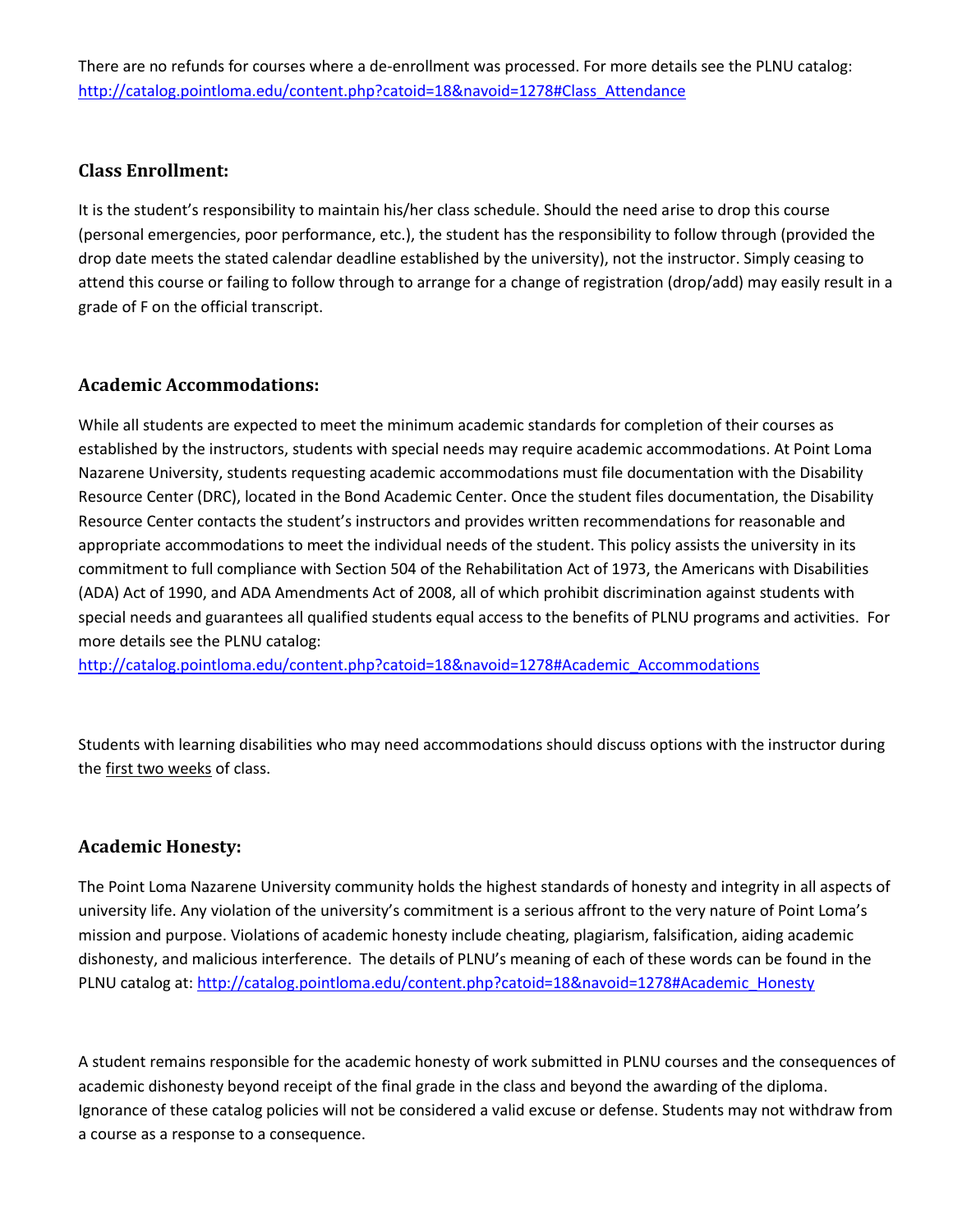There are no refunds for courses where a de-enrollment was processed. For more details see the PLNU catalog: http://catalog.pointloma.edu/content.php?catoid=18&navoid=1278#Class_Attendance

## Class Enrollment:

It is the student's responsibility to maintain his/her class schedule. Should the need arise to drop this course (personal emergencies, poor performance, etc.), the student has the responsibility to follow through (provided the drop date meets the stated calendar deadline established by the university), not the instructor. Simply ceasing to attend this course or failing to follow through to arrange for a change of registration (drop/add) may easily result in a grade of F on the official transcript.

## Academic Accommodations:

While all students are expected to meet the minimum academic standards for completion of their courses as established by the instructors, students with special needs may require academic accommodations. At Point Loma Nazarene University, students requesting academic accommodations must file documentation with the Disability Resource Center (DRC), located in the Bond Academic Center. Once the student files documentation, the Disability Resource Center contacts the student's instructors and provides written recommendations for reasonable and appropriate accommodations to meet the individual needs of the student. This policy assists the university in its commitment to full compliance with Section 504 of the Rehabilitation Act of 1973, the Americans with Disabilities (ADA) Act of 1990, and ADA Amendments Act of 2008, all of which prohibit discrimination against students with special needs and guarantees all qualified students equal access to the benefits of PLNU programs and activities. For more details see the PLNU catalog:
http://catalog.pointloma.edu/content.php?catoid=18&navoid=1278#Academic_Accommodations

Students with learning disabilities who may need accommodations should discuss options with the instructor during the first two weeks of class.

## Academic Honesty:

The Point Loma Nazarene University community holds the highest standards of honesty and integrity in all aspects of university life. Any violation of the university's commitment is a serious affront to the very nature of Point Loma's mission and purpose. Violations of academic honesty include cheating, plagiarism, falsification, aiding academic dishonesty, and malicious interference. The details of PLNU's meaning of each of these words can be found in the PLNU catalog at: http://catalog.pointloma.edu/content.php?catoid=18&navoid=1278#Academic_Honesty

A student remains responsible for the academic honesty of work submitted in PLNU courses and the consequences of academic dishonesty beyond receipt of the final grade in the class and beyond the awarding of the diploma. Ignorance of these catalog policies will not be considered a valid excuse or defense. Students may not withdraw from a course as a response to a consequence.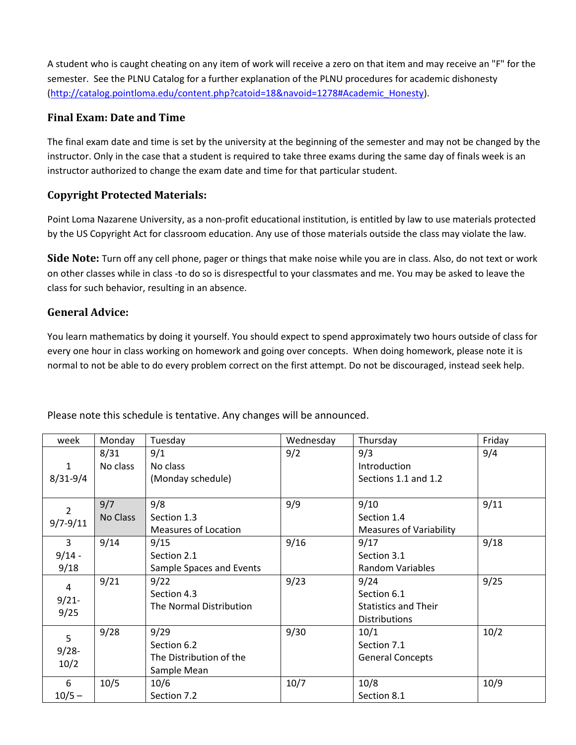A student who is caught cheating on any item of work will receive a zero on that item and may receive an "F" for the semester. See the PLNU Catalog for a further explanation of the PLNU procedures for academic dishonesty (http://catalog.pointloma.edu/content.php?catoid=18&navoid=1278#Academic_Honesty).

### Final Exam: Date and Time

The final exam date and time is set by the university at the beginning of the semester and may not be changed by the instructor. Only in the case that a student is required to take three exams during the same day of finals week is an instructor authorized to change the exam date and time for that particular student.

### Copyright Protected Materials:

Point Loma Nazarene University, as a non-profit educational institution, is entitled by law to use materials protected by the US Copyright Act for classroom education. Any use of those materials outside the class may violate the law.

**Side Note:** Turn off any cell phone, pager or things that make noise while you are in class. Also, do not text or work on other classes while in class -to do so is disrespectful to your classmates and me. You may be asked to leave the class for such behavior, resulting in an absence.

### General Advice:

You learn mathematics by doing it yourself. You should expect to spend approximately two hours outside of class for every one hour in class working on homework and going over concepts. When doing homework, please note it is normal to not be able to do every problem correct on the first attempt. Do not be discouraged, instead seek help.

Please note this schedule is tentative. Any changes will be announced.

| week | Monday | Tuesday | Wednesday | Thursday | Friday |
|---|---|---|---|---|---|
| 1<br>8/31-9/4 | 8/31<br>No class | 9/1<br>No class<br>(Monday schedule) | 9/2 | 9/3<br>Introduction<br>Sections 1.1 and 1.2 | 9/4 |
| 2<br>9/7-9/11 | 9/7<br>No Class | 9/8<br>Section 1.3<br>Measures of Location | 9/9 | 9/10<br>Section 1.4<br>Measures of Variability | 9/11 |
| 3<br>9/14 - 9/18 | 9/14 | 9/15<br>Section 2.1<br>Sample Spaces and Events | 9/16 | 9/17<br>Section 3.1<br>Random Variables | 9/18 |
| 4<br>9/21-9/25 | 9/21 | 9/22<br>Section 4.3<br>The Normal Distribution | 9/23 | 9/24<br>Section 6.1<br>Statistics and Their Distributions | 9/25 |
| 5<br>9/28-10/2 | 9/28 | 9/29<br>Section 6.2<br>The Distribution of the Sample Mean | 9/30 | 10/1<br>Section 7.1<br>General Concepts | 10/2 |
| 6<br>10/5 – | 10/5 | 10/6<br>Section 7.2 | 10/7 | 10/8<br>Section 8.1 | 10/9 |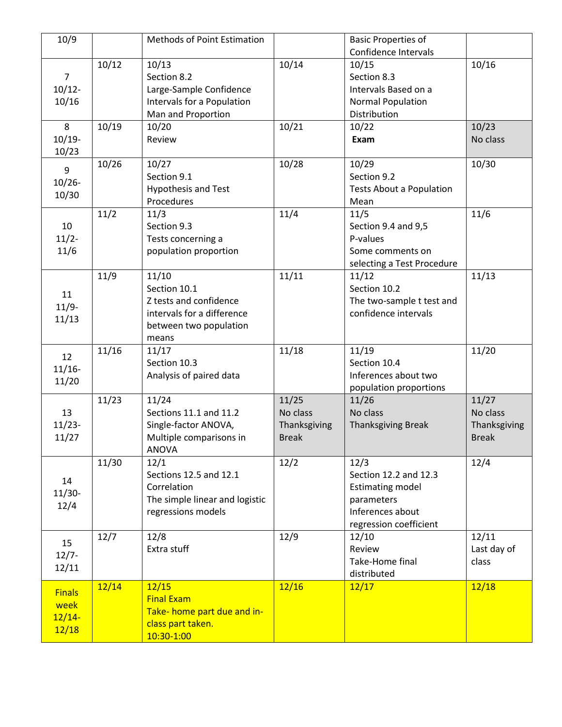| | | | | | |
|---|---|---|---|---|---|
| 10/9 | | Methods of Point Estimation | | Basic Properties of Confidence Intervals | |
| 7<br>10/12-10/16 | 10/12 | 10/13<br>Section 8.2<br>Large-Sample Confidence Intervals for a Population Man and Proportion | 10/14 | 10/15<br>Section 8.3<br>Intervals Based on a Normal Population Distribution | 10/16 |
| 8<br>10/19-10/23 | 10/19 | 10/20<br>Review | 10/21 | 10/22<br>**Exam** | 10/23<br>No class |
| 9<br>10/26-10/30 | 10/26 | 10/27<br>Section 9.1<br>Hypothesis and Test Procedures | 10/28 | 10/29<br>Section 9.2<br>Tests About a Population Mean | 10/30 |
| 10<br>11/2-11/6 | 11/2 | 11/3<br>Section 9.3<br>Tests concerning a population proportion | 11/4 | 11/5<br>Section 9.4 and 9,5<br>P-values<br>Some comments on selecting a Test Procedure | 11/6 |
| 11<br>11/9-11/13 | 11/9 | 11/10<br>Section 10.1<br>Z tests and confidence intervals for a difference between two population means | 11/11 | 11/12<br>Section 10.2<br>The two-sample t test and confidence intervals | 11/13 |
| 12<br>11/16-11/20 | 11/16 | 11/17<br>Section 10.3<br>Analysis of paired data | 11/18 | 11/19<br>Section 10.4<br>Inferences about two population proportions | 11/20 |
| 13<br>11/23-11/27 | 11/23 | 11/24<br>Sections 11.1 and 11.2<br>Single-factor ANOVA, Multiple comparisons in ANOVA | 11/25<br>No class<br>Thanksgiving Break | 11/26<br>No class<br>Thanksgiving Break | 11/27<br>No class<br>Thanksgiving Break |
| 14<br>11/30-12/4 | 11/30 | 12/1<br>Sections 12.5 and 12.1<br>Correlation<br>The simple linear and logistic regressions models | 12/2 | 12/3<br>Section 12.2 and 12.3<br>Estimating model parameters<br>Inferences about regression coefficient | 12/4 |
| 15<br>12/7-12/11 | 12/7 | 12/8<br>Extra stuff | 12/9 | 12/10<br>Review<br>Take-Home final distributed | 12/11<br>Last day of class |
| Finals week<br>12/14-12/18 | 12/14 | 12/15<br>Final Exam<br>Take- home part due and in-class part taken.<br>10:30-1:00 | 12/16 | 12/17 | 12/18 |